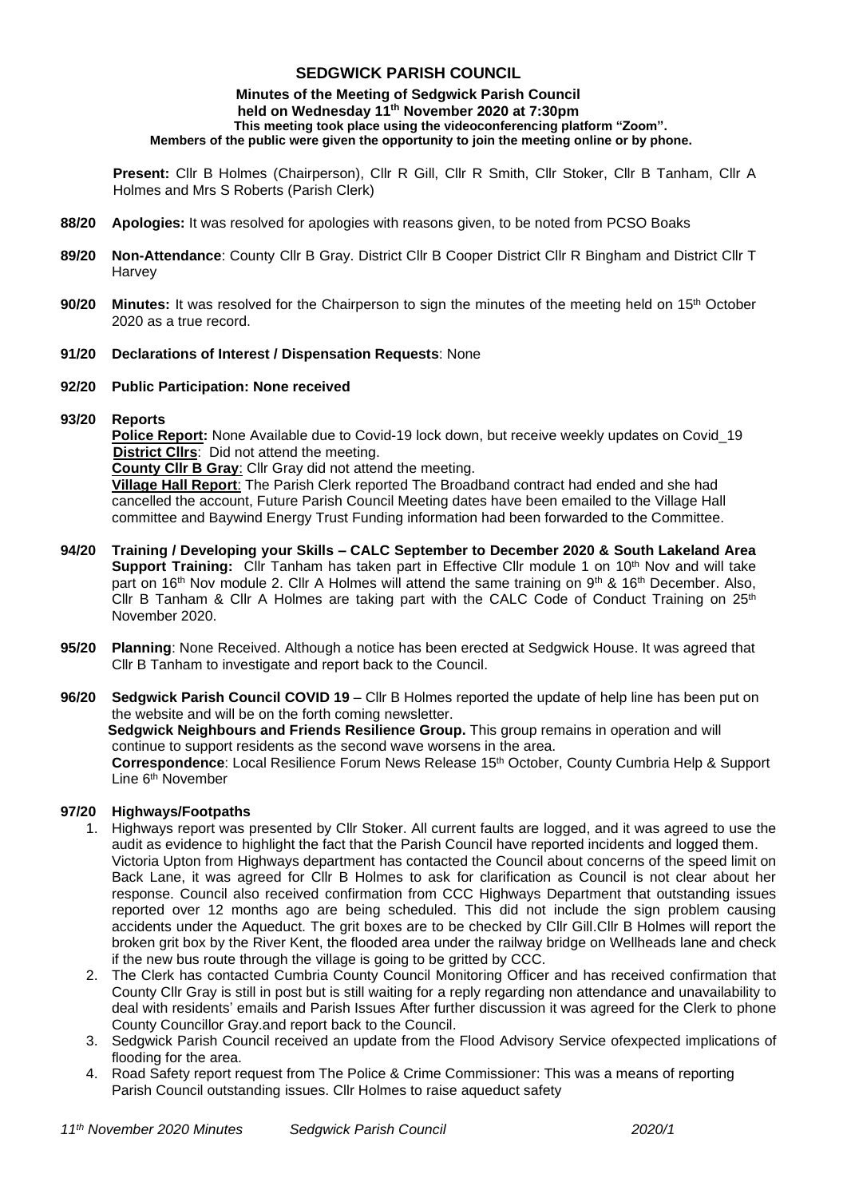# SEDGWICK PARISH COUNCIL

**Minutes of the Meeting of Sedgwick Parish Council held on Wednesday 11th November 2020 at 7:30pm**
**This meeting took place using the videoconferencing platform "Zoom".**
**Members of the public were given the opportunity to join the meeting online or by phone.**

**Present:** Cllr B Holmes (Chairperson), Cllr R Gill, Cllr R Smith, Cllr Stoker, Cllr B Tanham, Cllr A Holmes and Mrs S Roberts (Parish Clerk)

**88/20 Apologies:** It was resolved for apologies with reasons given, to be noted from PCSO Boaks

**89/20 Non-Attendance**: County Cllr B Gray. District Cllr B Cooper District Cllr R Bingham and District Cllr T Harvey

**90/20 Minutes:** It was resolved for the Chairperson to sign the minutes of the meeting held on 15th October 2020 as a true record.

**91/20 Declarations of Interest / Dispensation Requests**: None

**92/20 Public Participation: None received**

**93/20 Reports**

**Police Report:** None Available due to Covid-19 lock down, but receive weekly updates on Covid_19
**District Cllrs**: Did not attend the meeting.
**County Cllr B Gray**: Cllr Gray did not attend the meeting.
**Village Hall Report**: The Parish Clerk reported The Broadband contract had ended and she had cancelled the account, Future Parish Council Meeting dates have been emailed to the Village Hall committee and Baywind Energy Trust Funding information had been forwarded to the Committee.

**94/20 Training / Developing your Skills – CALC September to December 2020 & South Lakeland Area Support Training:** Cllr Tanham has taken part in Effective Cllr module 1 on 10th Nov and will take part on 16th Nov module 2. Cllr A Holmes will attend the same training on 9th & 16th December. Also, Cllr B Tanham & Cllr A Holmes are taking part with the CALC Code of Conduct Training on 25th November 2020.

**95/20 Planning**: None Received. Although a notice has been erected at Sedgwick House. It was agreed that Cllr B Tanham to investigate and report back to the Council.

**96/20 Sedgwick Parish Council COVID 19** – Cllr B Holmes reported the update of help line has been put on the website and will be on the forth coming newsletter.
**Sedgwick Neighbours and Friends Resilience Group.** This group remains in operation and will continue to support residents as the second wave worsens in the area.
**Correspondence**: Local Resilience Forum News Release 15th October, County Cumbria Help & Support Line 6th November

**97/20 Highways/Footpaths**

1. Highways report was presented by Cllr Stoker. All current faults are logged, and it was agreed to use the audit as evidence to highlight the fact that the Parish Council have reported incidents and logged them. Victoria Upton from Highways department has contacted the Council about concerns of the speed limit on Back Lane, it was agreed for Cllr B Holmes to ask for clarification as Council is not clear about her response. Council also received confirmation from CCC Highways Department that outstanding issues reported over 12 months ago are being scheduled. This did not include the sign problem causing accidents under the Aqueduct. The grit boxes are to be checked by Cllr Gill.Cllr B Holmes will report the broken grit box by the River Kent, the flooded area under the railway bridge on Wellheads lane and check if the new bus route through the village is going to be gritted by CCC.
2. The Clerk has contacted Cumbria County Council Monitoring Officer and has received confirmation that County Cllr Gray is still in post but is still waiting for a reply regarding non attendance and unavailability to deal with residents' emails and Parish Issues After further discussion it was agreed for the Clerk to phone County Councillor Gray.and report back to the Council.
3. Sedgwick Parish Council received an update from the Flood Advisory Service ofexpected implications of flooding for the area.
4. Road Safety report request from The Police & Crime Commissioner: This was a means of reporting Parish Council outstanding issues. Cllr Holmes to raise aqueduct safety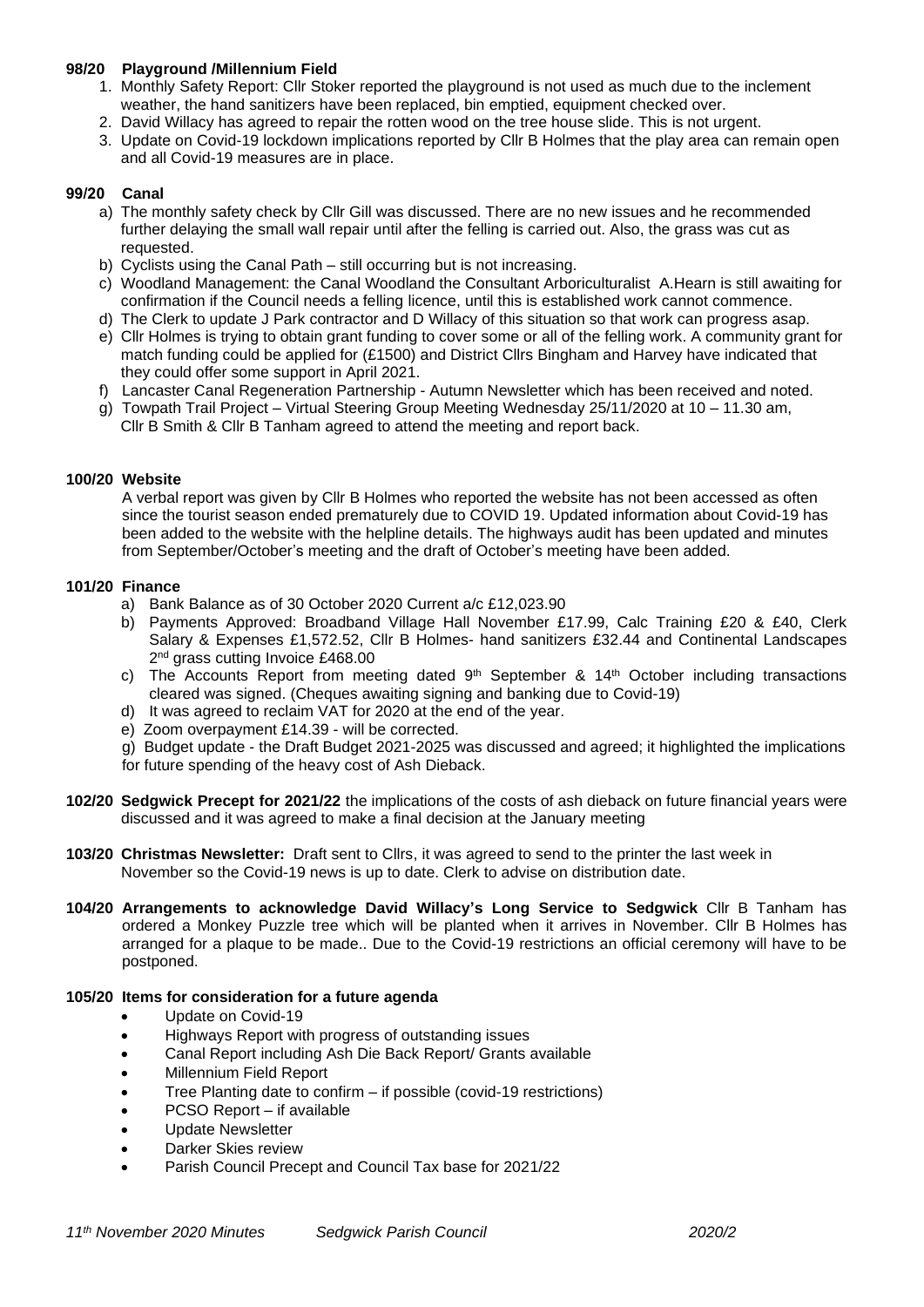**98/20 Playground /Millennium Field**

1. Monthly Safety Report: Cllr Stoker reported the playground is not used as much due to the inclement weather, the hand sanitizers have been replaced, bin emptied, equipment checked over.
2. David Willacy has agreed to repair the rotten wood on the tree house slide. This is not urgent.
3. Update on Covid-19 lockdown implications reported by Cllr B Holmes that the play area can remain open and all Covid-19 measures are in place.

**99/20 Canal**

a) The monthly safety check by Cllr Gill was discussed. There are no new issues and he recommended further delaying the small wall repair until after the felling is carried out. Also, the grass was cut as requested.
b) Cyclists using the Canal Path – still occurring but is not increasing.
c) Woodland Management: the Canal Woodland the Consultant Arboriculturalist A.Hearn is still awaiting for confirmation if the Council needs a felling licence, until this is established work cannot commence.
d) The Clerk to update J Park contractor and D Willacy of this situation so that work can progress asap.
e) Cllr Holmes is trying to obtain grant funding to cover some or all of the felling work. A community grant for match funding could be applied for (£1500) and District Cllrs Bingham and Harvey have indicated that they could offer some support in April 2021.
f) Lancaster Canal Regeneration Partnership - Autumn Newsletter which has been received and noted.
g) Towpath Trail Project – Virtual Steering Group Meeting Wednesday 25/11/2020 at 10 – 11.30 am, Cllr B Smith & Cllr B Tanham agreed to attend the meeting and report back.

**100/20 Website**

A verbal report was given by Cllr B Holmes who reported the website has not been accessed as often since the tourist season ended prematurely due to COVID 19. Updated information about Covid-19 has been added to the website with the helpline details. The highways audit has been updated and minutes from September/October's meeting and the draft of October's meeting have been added.

**101/20 Finance**

a) Bank Balance as of 30 October 2020 Current a/c £12,023.90
b) Payments Approved: Broadband Village Hall November £17.99, Calc Training £20 & £40, Clerk Salary & Expenses £1,572.52, Cllr B Holmes- hand sanitizers £32.44 and Continental Landscapes 2nd grass cutting Invoice £468.00
c) The Accounts Report from meeting dated 9th September & 14th October including transactions cleared was signed. (Cheques awaiting signing and banking due to Covid-19)
d) It was agreed to reclaim VAT for 2020 at the end of the year.
e) Zoom overpayment £14.39 - will be corrected.

g) Budget update - the Draft Budget 2021-2025 was discussed and agreed; it highlighted the implications for future spending of the heavy cost of Ash Dieback.

**102/20 Sedgwick Precept for 2021/22** the implications of the costs of ash dieback on future financial years were discussed and it was agreed to make a final decision at the January meeting

**103/20 Christmas Newsletter:** Draft sent to Cllrs, it was agreed to send to the printer the last week in November so the Covid-19 news is up to date. Clerk to advise on distribution date.

**104/20 Arrangements to acknowledge David Willacy's Long Service to Sedgwick** Cllr B Tanham has ordered a Monkey Puzzle tree which will be planted when it arrives in November. Cllr B Holmes has arranged for a plaque to be made.. Due to the Covid-19 restrictions an official ceremony will have to be postponed.

**105/20 Items for consideration for a future agenda**

- Update on Covid-19
- Highways Report with progress of outstanding issues
- Canal Report including Ash Die Back Report/ Grants available
- Millennium Field Report
- Tree Planting date to confirm – if possible (covid-19 restrictions)
- PCSO Report – if available
- Update Newsletter
- Darker Skies review
- Parish Council Precept and Council Tax base for 2021/22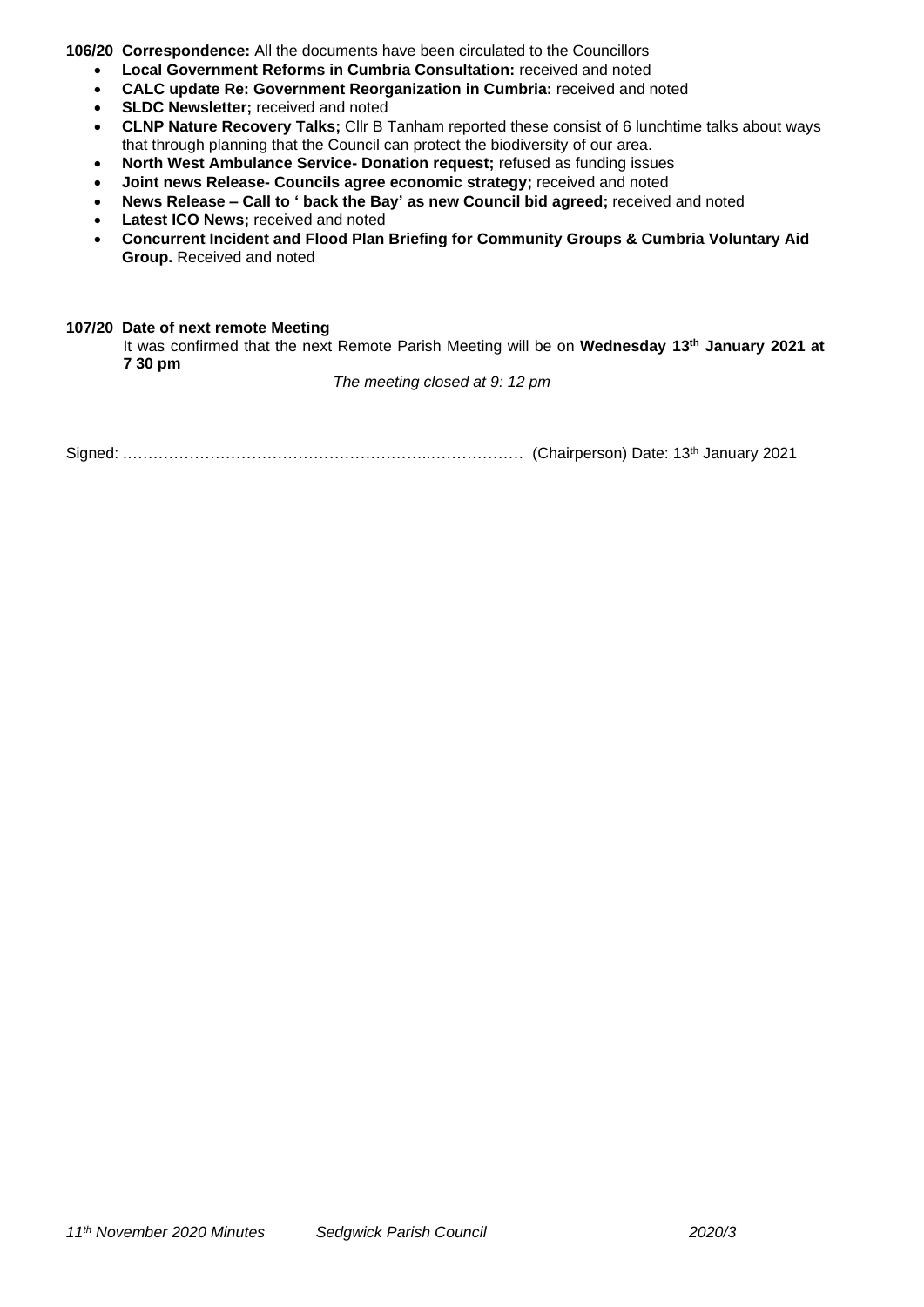**106/20 Correspondence:** All the documents have been circulated to the Councillors

- **Local Government Reforms in Cumbria Consultation:** received and noted
- **CALC update Re: Government Reorganization in Cumbria:** received and noted
- **SLDC Newsletter;** received and noted
- **CLNP Nature Recovery Talks;** Cllr B Tanham reported these consist of 6 lunchtime talks about ways that through planning that the Council can protect the biodiversity of our area.
- **North West Ambulance Service- Donation request;** refused as funding issues
- **Joint news Release- Councils agree economic strategy;** received and noted
- **News Release – Call to ' back the Bay' as new Council bid agreed;** received and noted
- **Latest ICO News;** received and noted
- **Concurrent Incident and Flood Plan Briefing for Community Groups & Cumbria Voluntary Aid Group.** Received and noted

**107/20 Date of next remote Meeting**

It was confirmed that the next Remote Parish Meeting will be on **Wednesday 13th January 2021 at 7 30 pm**

*The meeting closed at 9: 12 pm*

Signed: ……………………………………………………..……………… (Chairperson) Date: 13th January 2021